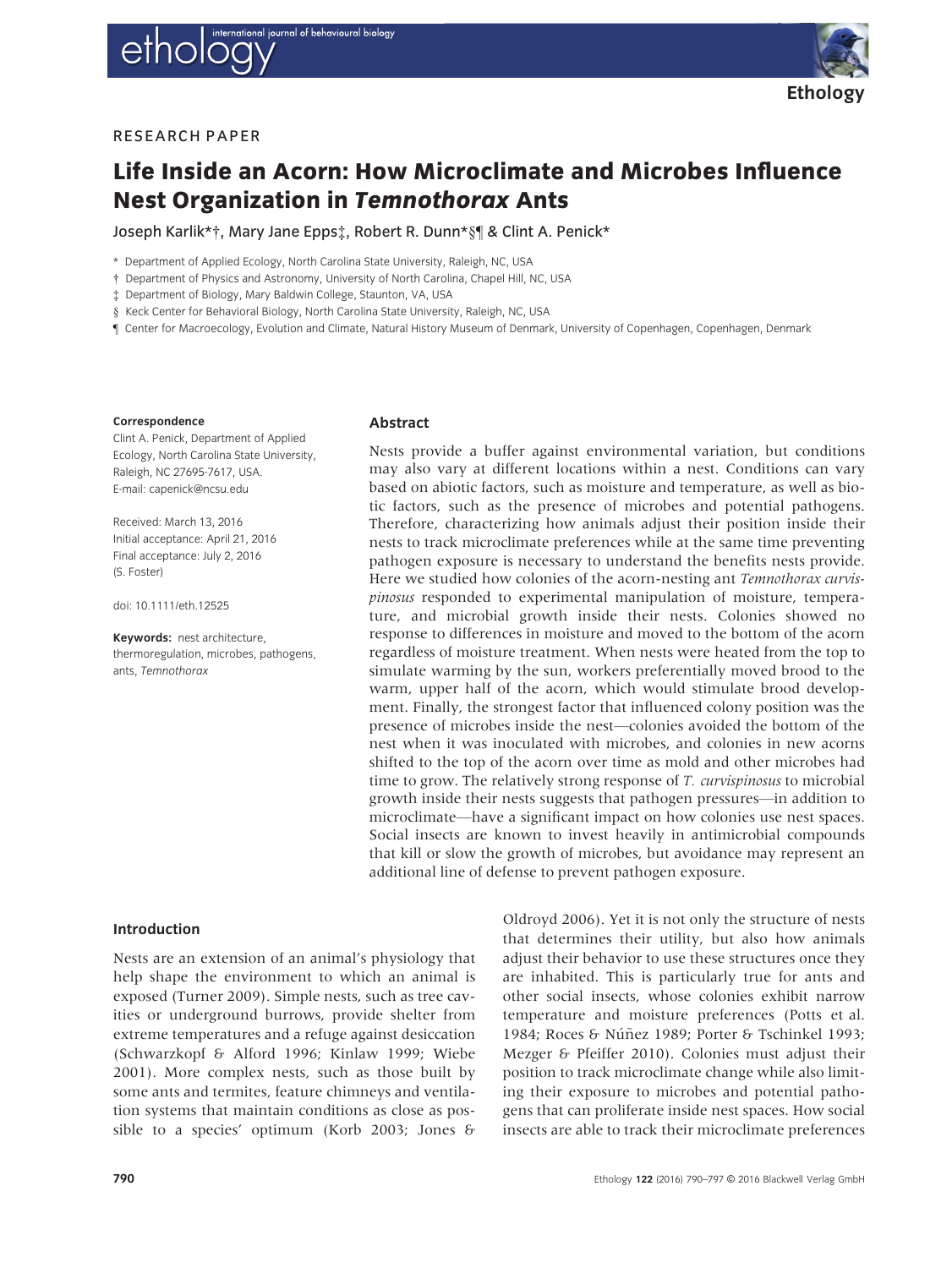RESEARCH PAPER

# Life Inside an Acorn: How Microclimate and Microbes Influence Nest Organization in *Temnothorax* Ants

Joseph Karlik*†, Mary Jane Epps‡, Robert R. Dunn*§¶ & Clint A. Penick*

\* Department of Applied Ecology, North Carolina State University, Raleigh, NC, USA

† Department of Physics and Astronomy, University of North Carolina, Chapel Hill, NC, USA

‡ Department of Biology, Mary Baldwin College, Staunton, VA, USA

§ Keck Center for Behavioral Biology, North Carolina State University, Raleigh, NC, USA

¶ Center for Macroecology, Evolution and Climate, Natural History Museum of Denmark, University of Copenhagen, Copenhagen, Denmark

**Correspondence**

Clint A. Penick, Department of Applied Ecology, North Carolina State University, Raleigh, NC 27695-7617, USA.
E-mail: capenick@ncsu.edu

Received: March 13, 2016
Initial acceptance: April 21, 2016
Final acceptance: July 2, 2016
(S. Foster)

doi: 10.1111/eth.12525

**Keywords:** nest architecture, thermoregulation, microbes, pathogens, ants, *Temnothorax*

## Abstract

Nests provide a buffer against environmental variation, but conditions may also vary at different locations within a nest. Conditions can vary based on abiotic factors, such as moisture and temperature, as well as biotic factors, such as the presence of microbes and potential pathogens. Therefore, characterizing how animals adjust their position inside their nests to track microclimate preferences while at the same time preventing pathogen exposure is necessary to understand the benefits nests provide. Here we studied how colonies of the acorn-nesting ant *Temnothorax curvispinosus* responded to experimental manipulation of moisture, temperature, and microbial growth inside their nests. Colonies showed no response to differences in moisture and moved to the bottom of the acorn regardless of moisture treatment. When nests were heated from the top to simulate warming by the sun, workers preferentially moved brood to the warm, upper half of the acorn, which would stimulate brood development. Finally, the strongest factor that influenced colony position was the presence of microbes inside the nest—colonies avoided the bottom of the nest when it was inoculated with microbes, and colonies in new acorns shifted to the top of the acorn over time as mold and other microbes had time to grow. The relatively strong response of *T. curvispinosus* to microbial growth inside their nests suggests that pathogen pressures—in addition to microclimate—have a significant impact on how colonies use nest spaces. Social insects are known to invest heavily in antimicrobial compounds that kill or slow the growth of microbes, but avoidance may represent an additional line of defense to prevent pathogen exposure.

## Introduction

Nests are an extension of an animal's physiology that help shape the environment to which an animal is exposed (Turner 2009). Simple nests, such as tree cavities or underground burrows, provide shelter from extreme temperatures and a refuge against desiccation (Schwarzkopf & Alford 1996; Kinlaw 1999; Wiebe 2001). More complex nests, such as those built by some ants and termites, feature chimneys and ventilation systems that maintain conditions as close as possible to a species' optimum (Korb 2003; Jones & Oldroyd 2006). Yet it is not only the structure of nests that determines their utility, but also how animals adjust their behavior to use these structures once they are inhabited. This is particularly true for ants and other social insects, whose colonies exhibit narrow temperature and moisture preferences (Potts et al. 1984; Roces & Núñez 1989; Porter & Tschinkel 1993; Mezger & Pfeiffer 2010). Colonies must adjust their position to track microclimate change while also limiting their exposure to microbes and potential pathogens that can proliferate inside nest spaces. How social insects are able to track their microclimate preferences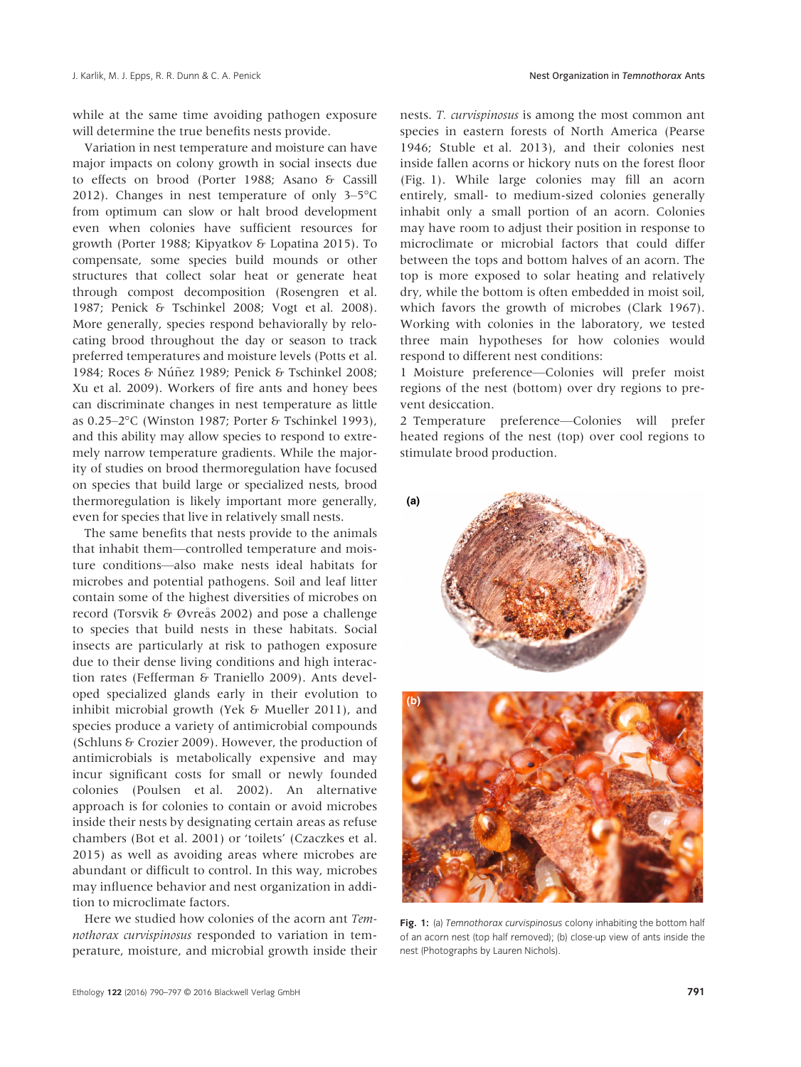while at the same time avoiding pathogen exposure will determine the true benefits nests provide.

Variation in nest temperature and moisture can have major impacts on colony growth in social insects due to effects on brood (Porter 1988; Asano & Cassill 2012). Changes in nest temperature of only 3–5°C from optimum can slow or halt brood development even when colonies have sufficient resources for growth (Porter 1988; Kipyatkov & Lopatina 2015). To compensate, some species build mounds or other structures that collect solar heat or generate heat through compost decomposition (Rosengren et al. 1987; Penick & Tschinkel 2008; Vogt et al. 2008). More generally, species respond behaviorally by relocating brood throughout the day or season to track preferred temperatures and moisture levels (Potts et al. 1984; Roces & Núñez 1989; Penick & Tschinkel 2008; Xu et al. 2009). Workers of fire ants and honey bees can discriminate changes in nest temperature as little as 0.25–2°C (Winston 1987; Porter & Tschinkel 1993), and this ability may allow species to respond to extremely narrow temperature gradients. While the majority of studies on brood thermoregulation have focused on species that build large or specialized nests, brood thermoregulation is likely important more generally, even for species that live in relatively small nests.

The same benefits that nests provide to the animals that inhabit them—controlled temperature and moisture conditions—also make nests ideal habitats for microbes and potential pathogens. Soil and leaf litter contain some of the highest diversities of microbes on record (Torsvik & Øvreås 2002) and pose a challenge to species that build nests in these habitats. Social insects are particularly at risk to pathogen exposure due to their dense living conditions and high interaction rates (Fefferman & Traniello 2009). Ants developed specialized glands early in their evolution to inhibit microbial growth (Yek & Mueller 2011), and species produce a variety of antimicrobial compounds (Schluns & Crozier 2009). However, the production of antimicrobials is metabolically expensive and may incur significant costs for small or newly founded colonies (Poulsen et al. 2002). An alternative approach is for colonies to contain or avoid microbes inside their nests by designating certain areas as refuse chambers (Bot et al. 2001) or 'toilets' (Czaczkes et al. 2015) as well as avoiding areas where microbes are abundant or difficult to control. In this way, microbes may influence behavior and nest organization in addition to microclimate factors.

Here we studied how colonies of the acorn ant *Temnothorax curvispinosus* responded to variation in temperature, moisture, and microbial growth inside their nests. *T. curvispinosus* is among the most common ant species in eastern forests of North America (Pearse 1946; Stuble et al. 2013), and their colonies nest inside fallen acorns or hickory nuts on the forest floor (Fig. 1). While large colonies may fill an acorn entirely, small- to medium-sized colonies generally inhabit only a small portion of an acorn. Colonies may have room to adjust their position in response to microclimate or microbial factors that could differ between the tops and bottom halves of an acorn. The top is more exposed to solar heating and relatively dry, while the bottom is often embedded in moist soil, which favors the growth of microbes (Clark 1967). Working with colonies in the laboratory, we tested three main hypotheses for how colonies would respond to different nest conditions:

1 Moisture preference—Colonies will prefer moist regions of the nest (bottom) over dry regions to prevent desiccation.

2 Temperature preference—Colonies will prefer heated regions of the nest (top) over cool regions to stimulate brood production.

**Fig. 1:** (a) *Temnothorax curvispinosus* colony inhabiting the bottom half of an acorn nest (top half removed); (b) close-up view of ants inside the nest (Photographs by Lauren Nichols).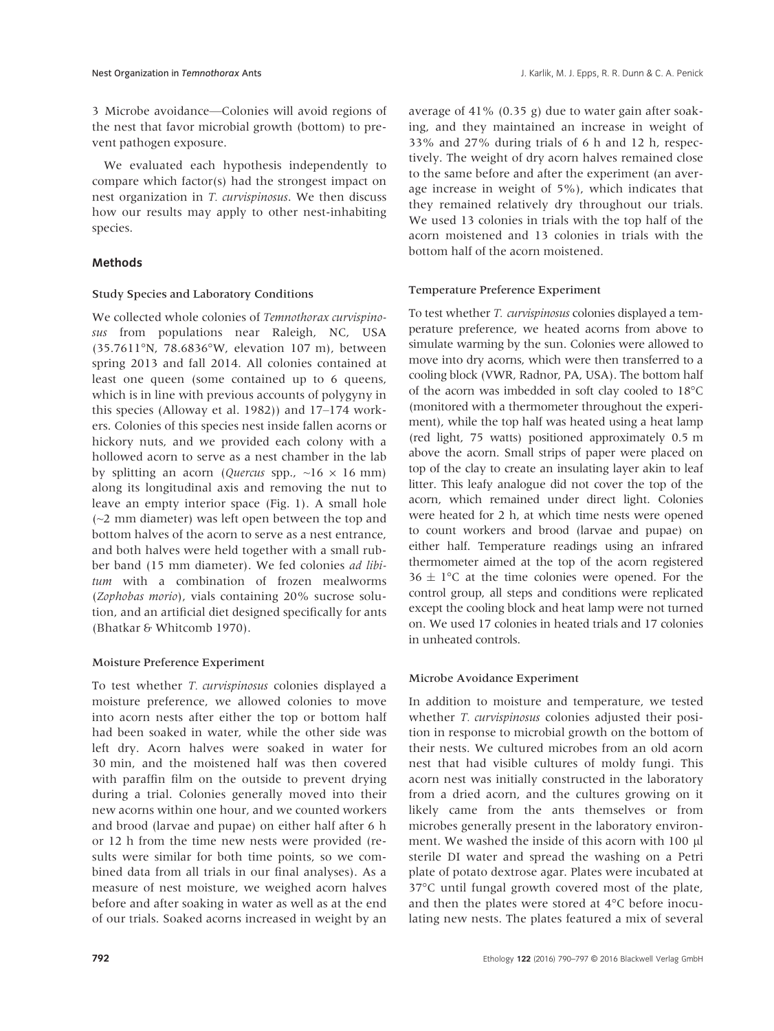3 Microbe avoidance—Colonies will avoid regions of the nest that favor microbial growth (bottom) to prevent pathogen exposure.

We evaluated each hypothesis independently to compare which factor(s) had the strongest impact on nest organization in *T. curvispinosus*. We then discuss how our results may apply to other nest-inhabiting species.

## Methods

### Study Species and Laboratory Conditions

We collected whole colonies of *Temnothorax curvispinosus* from populations near Raleigh, NC, USA (35.7611°N, 78.6836°W, elevation 107 m), between spring 2013 and fall 2014. All colonies contained at least one queen (some contained up to 6 queens, which is in line with previous accounts of polygyny in this species (Alloway et al. 1982)) and 17–174 workers. Colonies of this species nest inside fallen acorns or hickory nuts, and we provided each colony with a hollowed acorn to serve as a nest chamber in the lab by splitting an acorn (*Quercus* spp., ~16 × 16 mm) along its longitudinal axis and removing the nut to leave an empty interior space (Fig. 1). A small hole (~2 mm diameter) was left open between the top and bottom halves of the acorn to serve as a nest entrance, and both halves were held together with a small rubber band (15 mm diameter). We fed colonies *ad libitum* with a combination of frozen mealworms (*Zophobas morio*), vials containing 20% sucrose solution, and an artificial diet designed specifically for ants (Bhatkar & Whitcomb 1970).

### Moisture Preference Experiment

To test whether *T. curvispinosus* colonies displayed a moisture preference, we allowed colonies to move into acorn nests after either the top or bottom half had been soaked in water, while the other side was left dry. Acorn halves were soaked in water for 30 min, and the moistened half was then covered with paraffin film on the outside to prevent drying during a trial. Colonies generally moved into their new acorns within one hour, and we counted workers and brood (larvae and pupae) on either half after 6 h or 12 h from the time new nests were provided (results were similar for both time points, so we combined data from all trials in our final analyses). As a measure of nest moisture, we weighed acorn halves before and after soaking in water as well as at the end of our trials. Soaked acorns increased in weight by an average of 41% (0.35 g) due to water gain after soaking, and they maintained an increase in weight of 33% and 27% during trials of 6 h and 12 h, respectively. The weight of dry acorn halves remained close to the same before and after the experiment (an average increase in weight of 5%), which indicates that they remained relatively dry throughout our trials. We used 13 colonies in trials with the top half of the acorn moistened and 13 colonies in trials with the bottom half of the acorn moistened.

### Temperature Preference Experiment

To test whether *T. curvispinosus* colonies displayed a temperature preference, we heated acorns from above to simulate warming by the sun. Colonies were allowed to move into dry acorns, which were then transferred to a cooling block (VWR, Radnor, PA, USA). The bottom half of the acorn was imbedded in soft clay cooled to 18°C (monitored with a thermometer throughout the experiment), while the top half was heated using a heat lamp (red light, 75 watts) positioned approximately 0.5 m above the acorn. Small strips of paper were placed on top of the clay to create an insulating layer akin to leaf litter. This leafy analogue did not cover the top of the acorn, which remained under direct light. Colonies were heated for 2 h, at which time nests were opened to count workers and brood (larvae and pupae) on either half. Temperature readings using an infrared thermometer aimed at the top of the acorn registered 36 ± 1°C at the time colonies were opened. For the control group, all steps and conditions were replicated except the cooling block and heat lamp were not turned on. We used 17 colonies in heated trials and 17 colonies in unheated controls.

### Microbe Avoidance Experiment

In addition to moisture and temperature, we tested whether *T. curvispinosus* colonies adjusted their position in response to microbial growth on the bottom of their nests. We cultured microbes from an old acorn nest that had visible cultures of moldy fungi. This acorn nest was initially constructed in the laboratory from a dried acorn, and the cultures growing on it likely came from the ants themselves or from microbes generally present in the laboratory environment. We washed the inside of this acorn with 100 μl sterile DI water and spread the washing on a Petri plate of potato dextrose agar. Plates were incubated at 37°C until fungal growth covered most of the plate, and then the plates were stored at 4°C before inoculating new nests. The plates featured a mix of several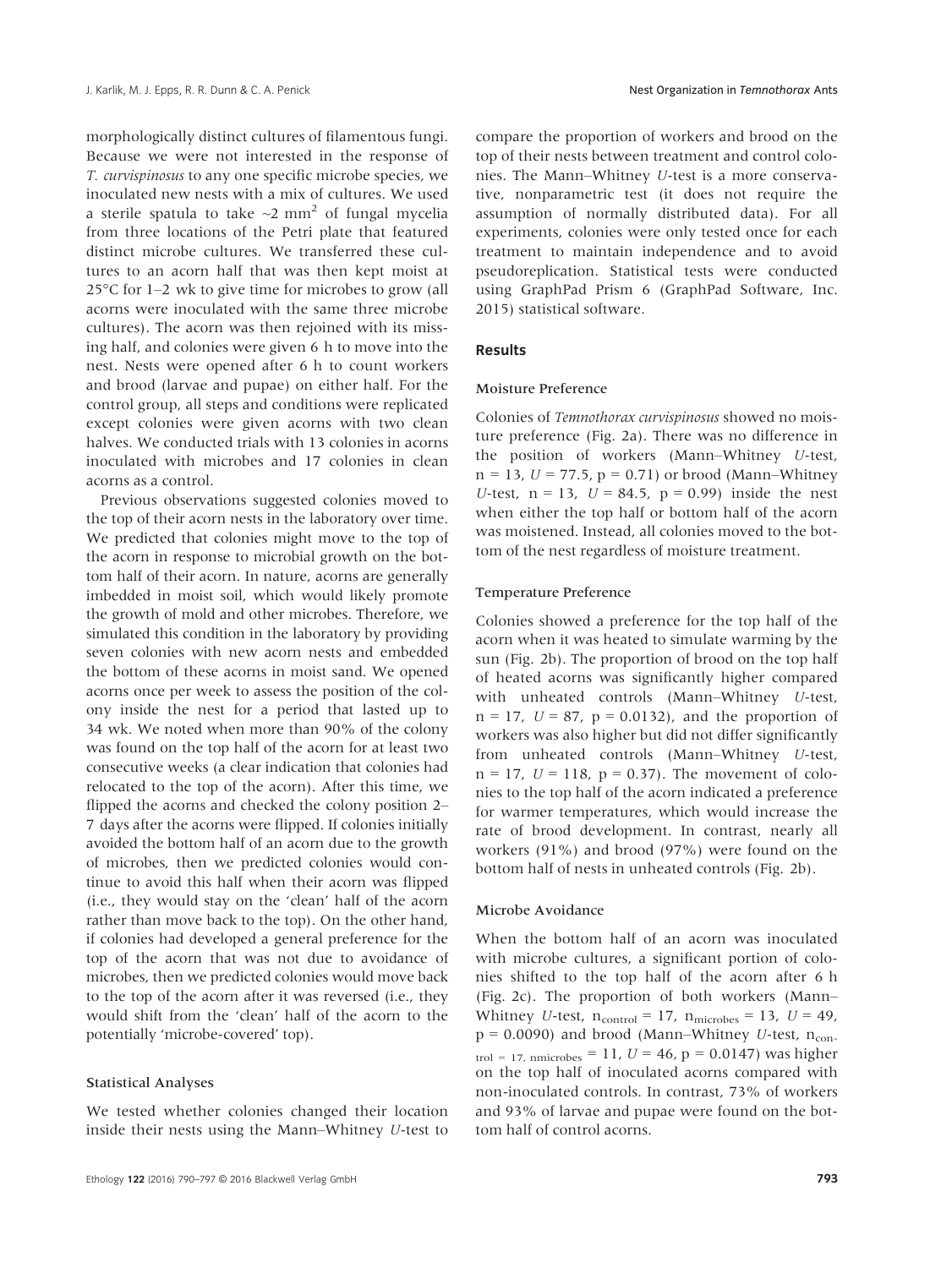morphologically distinct cultures of filamentous fungi. Because we were not interested in the response of *T. curvispinosus* to any one specific microbe species, we inoculated new nests with a mix of cultures. We used a sterile spatula to take ~2 mm$^2$ of fungal mycelia from three locations of the Petri plate that featured distinct microbe cultures. We transferred these cultures to an acorn half that was then kept moist at 25°C for 1–2 wk to give time for microbes to grow (all acorns were inoculated with the same three microbe cultures). The acorn was then rejoined with its missing half, and colonies were given 6 h to move into the nest. Nests were opened after 6 h to count workers and brood (larvae and pupae) on either half. For the control group, all steps and conditions were replicated except colonies were given acorns with two clean halves. We conducted trials with 13 colonies in acorns inoculated with microbes and 17 colonies in clean acorns as a control.

Previous observations suggested colonies moved to the top of their acorn nests in the laboratory over time. We predicted that colonies might move to the top of the acorn in response to microbial growth on the bottom half of their acorn. In nature, acorns are generally imbedded in moist soil, which would likely promote the growth of mold and other microbes. Therefore, we simulated this condition in the laboratory by providing seven colonies with new acorn nests and embedded the bottom of these acorns in moist sand. We opened acorns once per week to assess the position of the colony inside the nest for a period that lasted up to 34 wk. We noted when more than 90% of the colony was found on the top half of the acorn for at least two consecutive weeks (a clear indication that colonies had relocated to the top of the acorn). After this time, we flipped the acorns and checked the colony position 2–7 days after the acorns were flipped. If colonies initially avoided the bottom half of an acorn due to the growth of microbes, then we predicted colonies would continue to avoid this half when their acorn was flipped (i.e., they would stay on the 'clean' half of the acorn rather than move back to the top). On the other hand, if colonies had developed a general preference for the top of the acorn that was not due to avoidance of microbes, then we predicted colonies would move back to the top of the acorn after it was reversed (i.e., they would shift from the 'clean' half of the acorn to the potentially 'microbe-covered' top).

#### Statistical Analyses

We tested whether colonies changed their location inside their nests using the Mann–Whitney *U*-test to compare the proportion of workers and brood on the top of their nests between treatment and control colonies. The Mann–Whitney *U*-test is a more conservative, nonparametric test (it does not require the assumption of normally distributed data). For all experiments, colonies were only tested once for each treatment to maintain independence and to avoid pseudoreplication. Statistical tests were conducted using GraphPad Prism 6 (GraphPad Software, Inc. 2015) statistical software.

### Results

#### Moisture Preference

Colonies of *Temnothorax curvispinosus* showed no moisture preference (Fig. 2a). There was no difference in the position of workers (Mann–Whitney *U*-test, $n = 13$, $U = 77.5$, $p = 0.71$) or brood (Mann–Whitney *U*-test, $n = 13$, $U = 84.5$, $p = 0.99$) inside the nest when either the top half or bottom half of the acorn was moistened. Instead, all colonies moved to the bottom of the nest regardless of moisture treatment.

#### Temperature Preference

Colonies showed a preference for the top half of the acorn when it was heated to simulate warming by the sun (Fig. 2b). The proportion of brood on the top half of heated acorns was significantly higher compared with unheated controls (Mann–Whitney *U*-test, $n = 17$, $U = 87$, $p = 0.0132$), and the proportion of workers was also higher but did not differ significantly from unheated controls (Mann–Whitney *U*-test, $n = 17$, $U = 118$, $p = 0.37$). The movement of colonies to the top half of the acorn indicated a preference for warmer temperatures, which would increase the rate of brood development. In contrast, nearly all workers (91%) and brood (97%) were found on the bottom half of nests in unheated controls (Fig. 2b).

#### Microbe Avoidance

When the bottom half of an acorn was inoculated with microbe cultures, a significant portion of colonies shifted to the top half of the acorn after 6 h (Fig. 2c). The proportion of both workers (Mann–Whitney *U*-test, $n_{control} = 17$, $n_{microbes} = 13$, $U = 49$, $p = 0.0090$) and brood (Mann–Whitney *U*-test, $n_{control = 17,\ nmicrobes} = 11$, $U = 46$, $p = 0.0147$) was higher on the top half of inoculated acorns compared with non-inoculated controls. In contrast, 73% of workers and 93% of larvae and pupae were found on the bottom half of control acorns.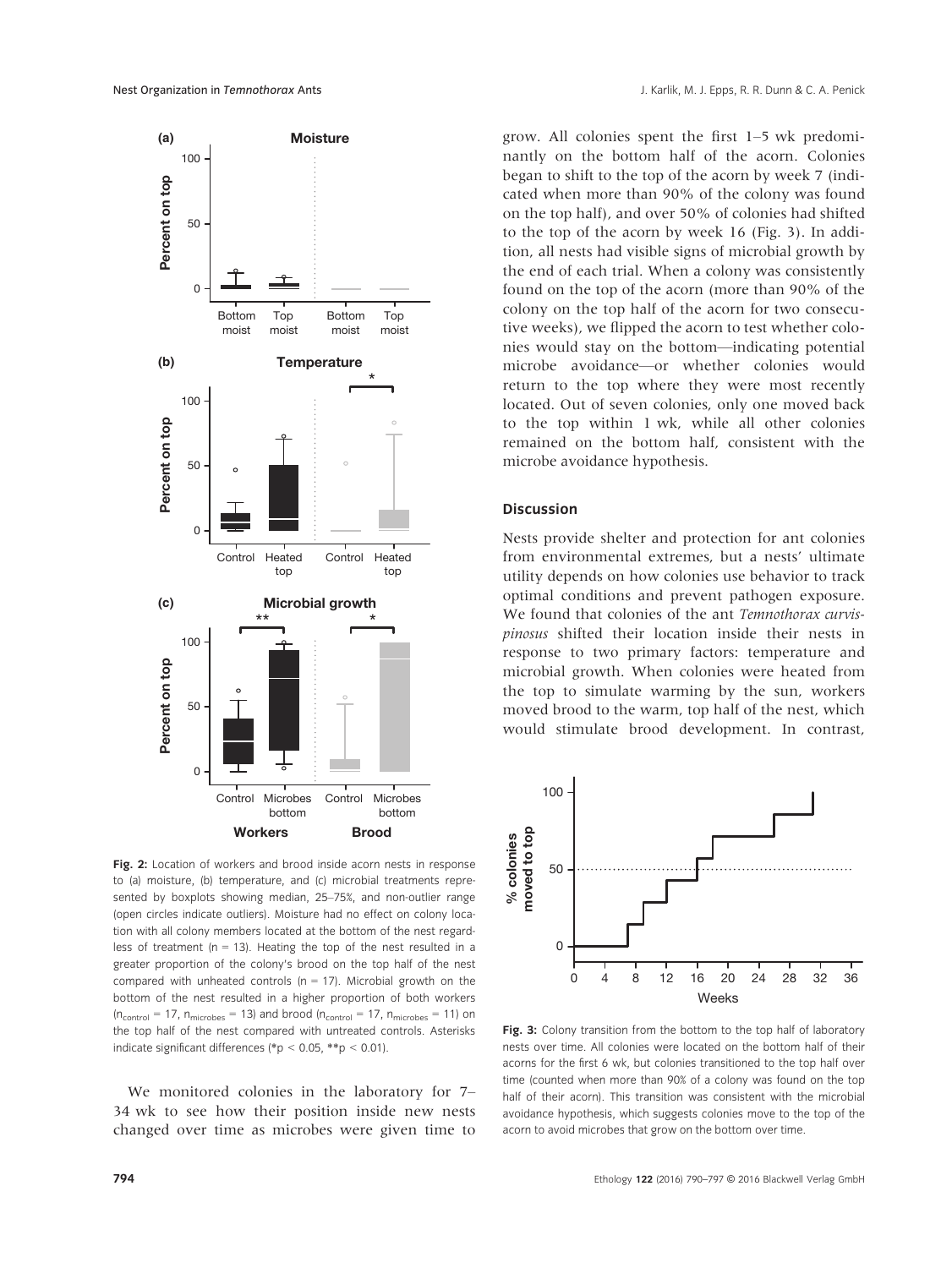Fig. 2: Location of workers and brood inside acorn nests in response to (a) moisture, (b) temperature, and (c) microbial treatments represented by boxplots showing median, 25–75%, and non-outlier range (open circles indicate outliers). Moisture had no effect on colony location with all colony members located at the bottom of the nest regardless of treatment (n = 13). Heating the top of the nest resulted in a greater proportion of the colony's brood on the top half of the nest compared with unheated controls (n = 17). Microbial growth on the bottom of the nest resulted in a higher proportion of both workers ($n_{control}$ = 17, $n_{microbes}$ = 13) and brood ($n_{control}$ = 17, $n_{microbes}$ = 11) on the top half of the nest compared with untreated controls. Asterisks indicate significant differences (*$p < 0.05$, **$p < 0.01$).

We monitored colonies in the laboratory for 7–34 wk to see how their position inside new nests changed over time as microbes were given time to grow. All colonies spent the first 1–5 wk predominantly on the bottom half of the acorn. Colonies began to shift to the top of the acorn by week 7 (indicated when more than 90% of the colony was found on the top half), and over 50% of colonies had shifted to the top of the acorn by week 16 (Fig. 3). In addition, all nests had visible signs of microbial growth by the end of each trial. When a colony was consistently found on the top of the acorn (more than 90% of the colony on the top half of the acorn for two consecutive weeks), we flipped the acorn to test whether colonies would stay on the bottom—indicating potential microbe avoidance—or whether colonies would return to the top where they were most recently located. Out of seven colonies, only one moved back to the top within 1 wk, while all other colonies remained on the bottom half, consistent with the microbe avoidance hypothesis.

## Discussion

Nests provide shelter and protection for ant colonies from environmental extremes, but a nests' ultimate utility depends on how colonies use behavior to track optimal conditions and prevent pathogen exposure. We found that colonies of the ant *Temnothorax curvispinosus* shifted their location inside their nests in response to two primary factors: temperature and microbial growth. When colonies were heated from the top to simulate warming by the sun, workers moved brood to the warm, top half of the nest, which would stimulate brood development. In contrast,

Fig. 3: Colony transition from the bottom to the top half of laboratory nests over time. All colonies were located on the bottom half of their acorns for the first 6 wk, but colonies transitioned to the top half over time (counted when more than 90% of a colony was found on the top half of their acorn). This transition was consistent with the microbial avoidance hypothesis, which suggests colonies move to the top of the acorn to avoid microbes that grow on the bottom over time.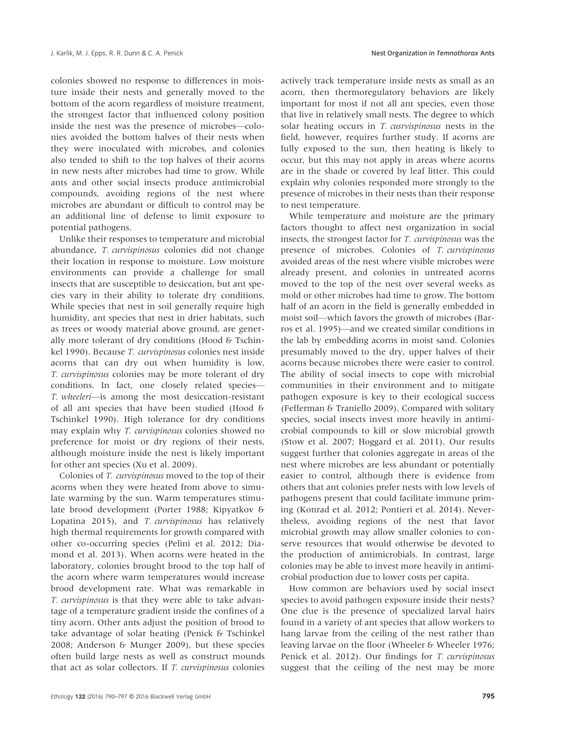colonies showed no response to differences in moisture inside their nests and generally moved to the bottom of the acorn regardless of moisture treatment, the strongest factor that influenced colony position inside the nest was the presence of microbes—colonies avoided the bottom halves of their nests when they were inoculated with microbes, and colonies also tended to shift to the top halves of their acorns in new nests after microbes had time to grow. While ants and other social insects produce antimicrobial compounds, avoiding regions of the nest where microbes are abundant or difficult to control may be an additional line of defense to limit exposure to potential pathogens.

Unlike their responses to temperature and microbial abundance, *T. curvispinosus* colonies did not change their location in response to moisture. Low moisture environments can provide a challenge for small insects that are susceptible to desiccation, but ant species vary in their ability to tolerate dry conditions. While species that nest in soil generally require high humidity, ant species that nest in drier habitats, such as trees or woody material above ground, are generally more tolerant of dry conditions (Hood & Tschinkel 1990). Because *T. curvispinosus* colonies nest inside acorns that can dry out when humidity is low, *T. curvispinosus* colonies may be more tolerant of dry conditions. In fact, one closely related species—*T. wheeleri*—is among the most desiccation-resistant of all ant species that have been studied (Hood & Tschinkel 1990). High tolerance for dry conditions may explain why *T. curvispinosus* colonies showed no preference for moist or dry regions of their nests, although moisture inside the nest is likely important for other ant species (Xu et al. 2009).

Colonies of *T. curvispinosus* moved to the top of their acorns when they were heated from above to simulate warming by the sun. Warm temperatures stimulate brood development (Porter 1988; Kipyatkov & Lopatina 2015), and *T. curvispinosus* has relatively high thermal requirements for growth compared with other co-occurring species (Pelini et al. 2012; Diamond et al. 2013). When acorns were heated in the laboratory, colonies brought brood to the top half of the acorn where warm temperatures would increase brood development rate. What was remarkable in *T. curvispinosus* is that they were able to take advantage of a temperature gradient inside the confines of a tiny acorn. Other ants adjust the position of brood to take advantage of solar heating (Penick & Tschinkel 2008; Anderson & Munger 2009), but these species often build large nests as well as construct mounds that act as solar collectors. If *T. curvispinosus* colonies actively track temperature inside nests as small as an acorn, then thermoregulatory behaviors are likely important for most if not all ant species, even those that live in relatively small nests. The degree to which solar heating occurs in *T. cusrvispinosus* nests in the field, however, requires further study. If acorns are fully exposed to the sun, then heating is likely to occur, but this may not apply in areas where acorns are in the shade or covered by leaf litter. This could explain why colonies responded more strongly to the presence of microbes in their nests than their response to nest temperature.

While temperature and moisture are the primary factors thought to affect nest organization in social insects, the strongest factor for *T. curvispinosus* was the presence of microbes. Colonies of *T. curvispinosus* avoided areas of the nest where visible microbes were already present, and colonies in untreated acorns moved to the top of the nest over several weeks as mold or other microbes had time to grow. The bottom half of an acorn in the field is generally embedded in moist soil—which favors the growth of microbes (Barros et al. 1995)—and we created similar conditions in the lab by embedding acorns in moist sand. Colonies presumably moved to the dry, upper halves of their acorns because microbes there were easier to control. The ability of social insects to cope with microbial communities in their environment and to mitigate pathogen exposure is key to their ecological success (Fefferman & Traniello 2009). Compared with solitary species, social insects invest more heavily in antimicrobial compounds to kill or slow microbial growth (Stow et al. 2007; Hoggard et al. 2011). Our results suggest further that colonies aggregate in areas of the nest where microbes are less abundant or potentially easier to control, although there is evidence from others that ant colonies prefer nests with low levels of pathogens present that could facilitate immune priming (Konrad et al. 2012; Pontieri et al. 2014). Nevertheless, avoiding regions of the nest that favor microbial growth may allow smaller colonies to conserve resources that would otherwise be devoted to the production of antimicrobials. In contrast, large colonies may be able to invest more heavily in antimicrobial production due to lower costs per capita.

How common are behaviors used by social insect species to avoid pathogen exposure inside their nests? One clue is the presence of specialized larval hairs found in a variety of ant species that allow workers to hang larvae from the ceiling of the nest rather than leaving larvae on the floor (Wheeler & Wheeler 1976; Penick et al. 2012). Our findings for *T. curvispinosus* suggest that the ceiling of the nest may be more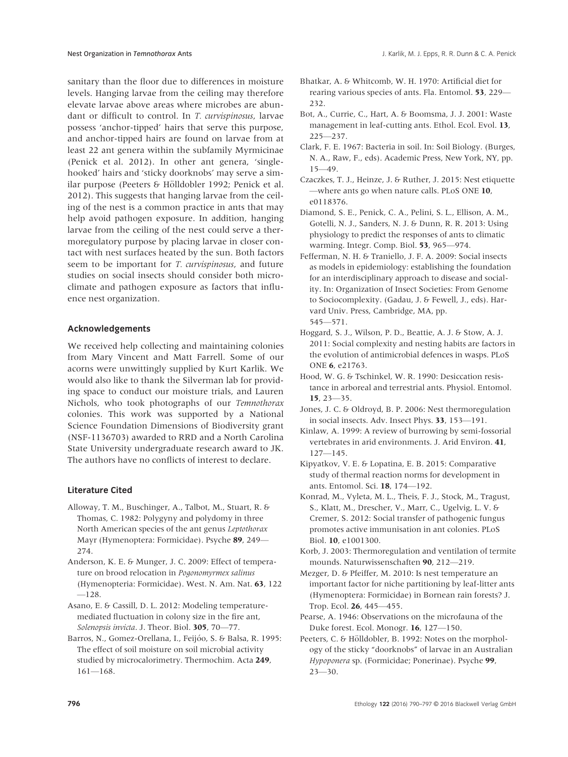sanitary than the floor due to differences in moisture levels. Hanging larvae from the ceiling may therefore elevate larvae above areas where microbes are abundant or difficult to control. In *T. curvispinosus*, larvae possess 'anchor-tipped' hairs that serve this purpose, and anchor-tipped hairs are found on larvae from at least 22 ant genera within the subfamily Myrmicinae (Penick et al. 2012). In other ant genera, 'single-hooked' hairs and 'sticky doorknobs' may serve a similar purpose (Peeters & Hölldobler 1992; Penick et al. 2012). This suggests that hanging larvae from the ceiling of the nest is a common practice in ants that may help avoid pathogen exposure. In addition, hanging larvae from the ceiling of the nest could serve a thermoregulatory purpose by placing larvae in closer contact with nest surfaces heated by the sun. Both factors seem to be important for *T. curvispinosus*, and future studies on social insects should consider both microclimate and pathogen exposure as factors that influence nest organization.

## Acknowledgements

We received help collecting and maintaining colonies from Mary Vincent and Matt Farrell. Some of our acorns were unwittingly supplied by Kurt Karlik. We would also like to thank the Silverman lab for providing space to conduct our moisture trials, and Lauren Nichols, who took photographs of our *Temnothorax* colonies. This work was supported by a National Science Foundation Dimensions of Biodiversity grant (NSF-1136703) awarded to RRD and a North Carolina State University undergraduate research award to JK. The authors have no conflicts of interest to declare.

## Literature Cited

Alloway, T. M., Buschinger, A., Talbot, M., Stuart, R. & Thomas, C. 1982: Polygyny and polydomy in three North American species of the ant genus *Leptothorax* Mayr (Hymenoptera: Formicidae). Psyche **89**, 249—274.

Anderson, K. E. & Munger, J. C. 2009: Effect of temperature on brood relocation in *Pogonomyrmex salinus* (Hymenopteria: Formicidae). West. N. Am. Nat. **63**, 122—128.

Asano, E. & Cassill, D. L. 2012: Modeling temperature-mediated fluctuation in colony size in the fire ant, *Solenopsis invicta*. J. Theor. Biol. **305**, 70—77.

Barros, N., Gomez-Orellana, I., Feijóo, S. & Balsa, R. 1995: The effect of soil moisture on soil microbial activity studied by microcalorimetry. Thermochim. Acta **249**, 161—168.

Bhatkar, A. & Whitcomb, W. H. 1970: Artificial diet for rearing various species of ants. Fla. Entomol. **53**, 229—232.

Bot, A., Currie, C., Hart, A. & Boomsma, J. J. 2001: Waste management in leaf-cutting ants. Ethol. Ecol. Evol. **13**, 225—237.

Clark, F. E. 1967: Bacteria in soil. In: Soil Biology. (Burges, N. A., Raw, F., eds). Academic Press, New York, NY, pp. 15—49.

Czaczkes, T. J., Heinze, J. & Ruther, J. 2015: Nest etiquette—where ants go when nature calls. PLoS ONE **10**, e0118376.

Diamond, S. E., Penick, C. A., Pelini, S. L., Ellison, A. M., Gotelli, N. J., Sanders, N. J. & Dunn, R. R. 2013: Using physiology to predict the responses of ants to climatic warming. Integr. Comp. Biol. **53**, 965—974.

Fefferman, N. H. & Traniello, J. F. A. 2009: Social insects as models in epidemiology: establishing the foundation for an interdisciplinary approach to disease and sociality. In: Organization of Insect Societies: From Genome to Sociocomplexity. (Gadau, J. & Fewell, J., eds). Harvard Univ. Press, Cambridge, MA, pp. 545—571.

Hoggard, S. J., Wilson, P. D., Beattie, A. J. & Stow, A. J. 2011: Social complexity and nesting habits are factors in the evolution of antimicrobial defences in wasps. PLoS ONE **6**, e21763.

Hood, W. G. & Tschinkel, W. R. 1990: Desiccation resistance in arboreal and terrestrial ants. Physiol. Entomol. **15**, 23—35.

Jones, J. C. & Oldroyd, B. P. 2006: Nest thermoregulation in social insects. Adv. Insect Phys. **33**, 153—191.

Kinlaw, A. 1999: A review of burrowing by semi-fossorial vertebrates in arid environments. J. Arid Environ. **41**, 127—145.

Kipyatkov, V. E. & Lopatina, E. B. 2015: Comparative study of thermal reaction norms for development in ants. Entomol. Sci. **18**, 174—192.

Konrad, M., Vyleta, M. L., Theis, F. J., Stock, M., Tragust, S., Klatt, M., Drescher, V., Marr, C., Ugelvig, L. V. & Cremer, S. 2012: Social transfer of pathogenic fungus promotes active immunisation in ant colonies. PLoS Biol. **10**, e1001300.

Korb, J. 2003: Thermoregulation and ventilation of termite mounds. Naturwissenschaften **90**, 212—219.

Mezger, D. & Pfeiffer, M. 2010: Is nest temperature an important factor for niche partitioning by leaf-litter ants (Hymenoptera: Formicidae) in Bornean rain forests? J. Trop. Ecol. **26**, 445—455.

Pearse, A. 1946: Observations on the microfauna of the Duke forest. Ecol. Monogr. **16**, 127—150.

Peeters, C. & Hölldobler, B. 1992: Notes on the morphology of the sticky "doorknobs" of larvae in an Australian *Hypoponera* sp. (Formicidae; Ponerinae). Psyche **99**, 23—30.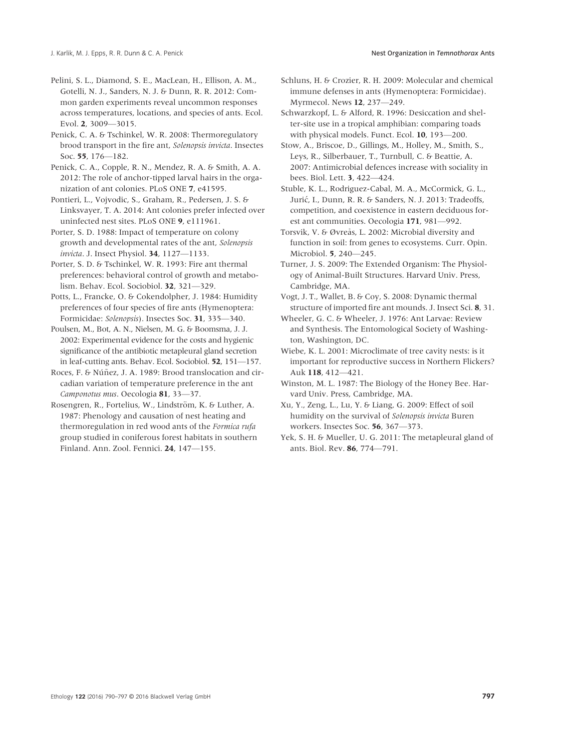Pelini, S. L., Diamond, S. E., MacLean, H., Ellison, A. M., Gotelli, N. J., Sanders, N. J. & Dunn, R. R. 2012: Common garden experiments reveal uncommon responses across temperatures, locations, and species of ants. Ecol. Evol. **2**, 3009—3015.

Penick, C. A. & Tschinkel, W. R. 2008: Thermoregulatory brood transport in the fire ant, *Solenopsis invicta*. Insectes Soc. **55**, 176—182.

Penick, C. A., Copple, R. N., Mendez, R. A. & Smith, A. A. 2012: The role of anchor-tipped larval hairs in the organization of ant colonies. PLoS ONE **7**, e41595.

Pontieri, L., Vojvodic, S., Graham, R., Pedersen, J. S. & Linksvayer, T. A. 2014: Ant colonies prefer infected over uninfected nest sites. PLoS ONE **9**, e111961.

Porter, S. D. 1988: Impact of temperature on colony growth and developmental rates of the ant, *Solenopsis invicta*. J. Insect Physiol. **34**, 1127—1133.

Porter, S. D. & Tschinkel, W. R. 1993: Fire ant thermal preferences: behavioral control of growth and metabolism. Behav. Ecol. Sociobiol. **32**, 321—329.

Potts, L., Francke, O. & Cokendolpher, J. 1984: Humidity preferences of four species of fire ants (Hymenoptera: Formicidae: *Solenopsis*). Insectes Soc. **31**, 335—340.

Poulsen, M., Bot, A. N., Nielsen, M. G. & Boomsma, J. J. 2002: Experimental evidence for the costs and hygienic significance of the antibiotic metapleural gland secretion in leaf-cutting ants. Behav. Ecol. Sociobiol. **52**, 151—157.

Roces, F. & Núñez, J. A. 1989: Brood translocation and circadian variation of temperature preference in the ant *Camponotus mus*. Oecologia **81**, 33—37.

Rosengren, R., Fortelius, W., Lindström, K. & Luther, A. 1987: Phenology and causation of nest heating and thermoregulation in red wood ants of the *Formica rufa* group studied in coniferous forest habitats in southern Finland. Ann. Zool. Fennici. **24**, 147—155.

Schluns, H. & Crozier, R. H. 2009: Molecular and chemical immune defenses in ants (Hymenoptera: Formicidae). Myrmecol. News **12**, 237—249.

Schwarzkopf, L. & Alford, R. 1996: Desiccation and shelter-site use in a tropical amphibian: comparing toads with physical models. Funct. Ecol. **10**, 193—200.

Stow, A., Briscoe, D., Gillings, M., Holley, M., Smith, S., Leys, R., Silberbauer, T., Turnbull, C. & Beattie, A. 2007: Antimicrobial defences increase with sociality in bees. Biol. Lett. **3**, 422—424.

Stuble, K. L., Rodriguez-Cabal, M. A., McCormick, G. L., Jurić, I., Dunn, R. R. & Sanders, N. J. 2013: Tradeoffs, competition, and coexistence in eastern deciduous forest ant communities. Oecologia **171**, 981—992.

Torsvik, V. & Øvreås, L. 2002: Microbial diversity and function in soil: from genes to ecosystems. Curr. Opin. Microbiol. **5**, 240—245.

Turner, J. S. 2009: The Extended Organism: The Physiology of Animal-Built Structures. Harvard Univ. Press, Cambridge, MA.

Vogt, J. T., Wallet, B. & Coy, S. 2008: Dynamic thermal structure of imported fire ant mounds. J. Insect Sci. **8**, 31.

Wheeler, G. C. & Wheeler, J. 1976: Ant Larvae: Review and Synthesis. The Entomological Society of Washington, Washington, DC.

Wiebe, K. L. 2001: Microclimate of tree cavity nests: is it important for reproductive success in Northern Flickers? Auk **118**, 412—421.

Winston, M. L. 1987: The Biology of the Honey Bee. Harvard Univ. Press, Cambridge, MA.

Xu, Y., Zeng, L., Lu, Y. & Liang, G. 2009: Effect of soil humidity on the survival of *Solenopsis invicta* Buren workers. Insectes Soc. **56**, 367—373.

Yek, S. H. & Mueller, U. G. 2011: The metapleural gland of ants. Biol. Rev. **86**, 774—791.